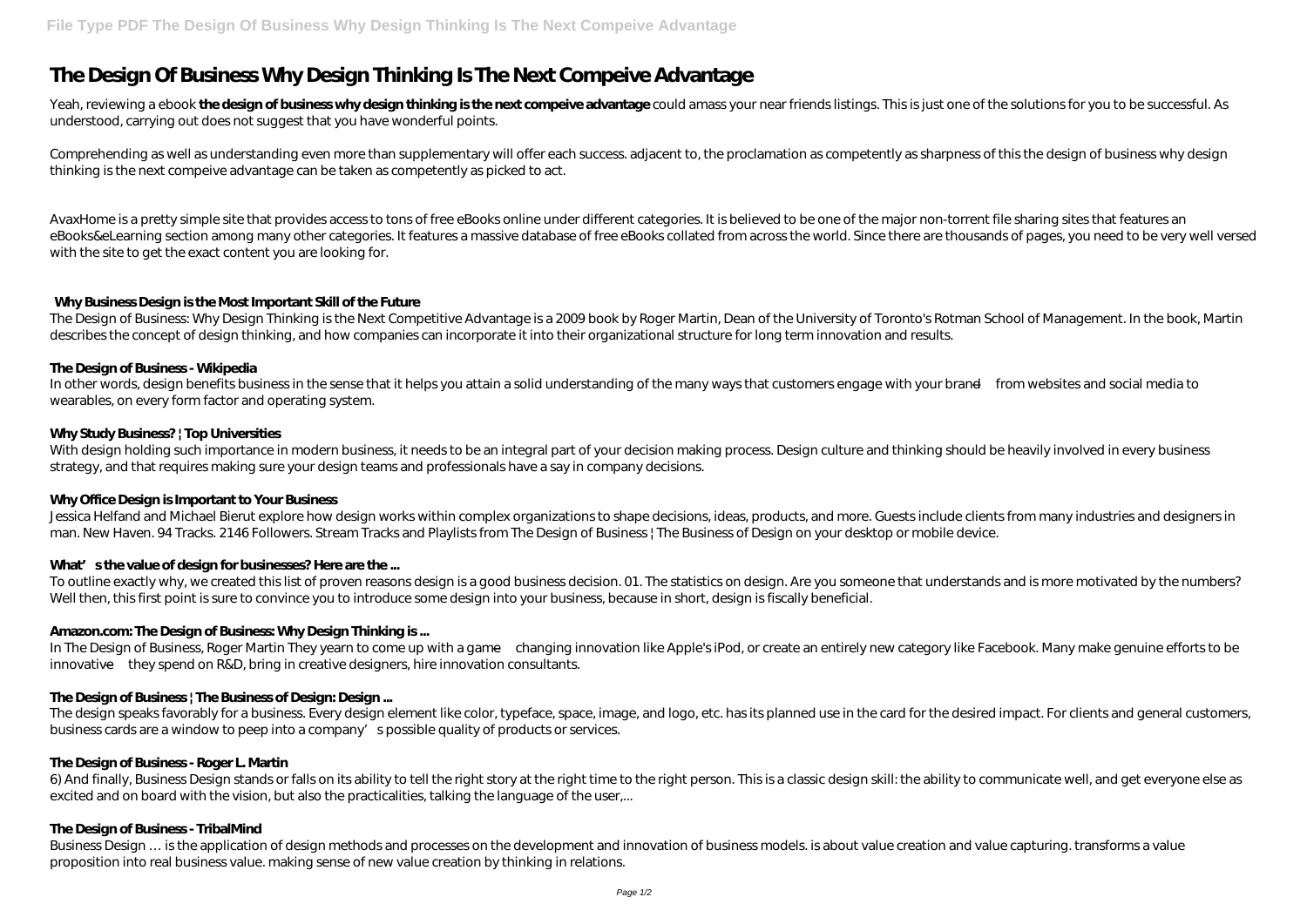# The Design Of Business Why Design Thinking Is The Next Compeive Advantage

Yeah, reviewing a ebook **the design of business why design thinking is the next compeive advantage** could amass your near friends listings. This is just one of the solutions for you to be successful. As understood, carrying out does not suggest that you have wonderful points.

Comprehending as well as understanding even more than supplementary will offer each success. adjacent to, the proclamation as competently as sharpness of this the design of business why design thinking is the next compeive advantage can be taken as competently as picked to act.

AvaxHome is a pretty simple site that provides access to tons of free eBooks online under different categories. It is believed to be one of the major non-torrent file sharing sites that features an eBooks&eLearning section among many other categories. It features a massive database of free eBooks collated from across the world. Since there are thousands of pages, you need to be very well versed with the site to get the exact content you are looking for.

### Why Business Design is the Most Important Skill of the Future

The Design of Business: Why Design Thinking is the Next Competitive Advantage is a 2009 book by Roger Martin, Dean of the University of Toronto's Rotman School of Management. In the book, Martin describes the concept of design thinking, and how companies can incorporate it into their organizational structure for long term innovation and results.

### The Design of Business - Wikipedia

In other words, design benefits business in the sense that it helps you attain a solid understanding of the many ways that customers engage with your brand—from websites and social media to wearables, on every form factor and operating system.

### Why Study Business? | Top Universities

With design holding such importance in modern business, it needs to be an integral part of your decision making process. Design culture and thinking should be heavily involved in every business strategy, and that requires making sure your design teams and professionals have a say in company decisions.

### Why Office Design is Important to Your Business

Jessica Helfand and Michael Bierut explore how design works within complex organizations to shape decisions, ideas, products, and more. Guests include clients from many industries and designers in man. New Haven. 94 Tracks. 2146 Followers. Stream Tracks and Playlists from The Design of Business | The Business of Design on your desktop or mobile device.

### What's the value of design for businesses? Here are the ...

To outline exactly why, we created this list of proven reasons design is a good business decision. 01. The statistics on design. Are you someone that understands and is more motivated by the numbers? Well then, this first point is sure to convince you to introduce some design into your business, because in short, design is fiscally beneficial.

### Amazon.com: The Design of Business: Why Design Thinking is ...

In The Design of Business, Roger Martin They yearn to come up with a game—changing innovation like Apple's iPod, or create an entirely new category like Facebook. Many make genuine efforts to be innovative—they spend on R&D, bring in creative designers, hire innovation consultants.

### The Design of Business | The Business of Design: Design ...

The design speaks favorably for a business. Every design element like color, typeface, space, image, and logo, etc. has its planned use in the card for the desired impact. For clients and general customers, business cards are a window to peep into a company's possible quality of products or services.

### The Design of Business - Roger L. Martin

6) And finally, Business Design stands or falls on its ability to tell the right story at the right time to the right person. This is a classic design skill: the ability to communicate well, and get everyone else as excited and on board with the vision, but also the practicalities, talking the language of the user,...

### The Design of Business - TribalMind

Business Design … is the application of design methods and processes on the development and innovation of business models. is about value creation and value capturing. transforms a value proposition into real business value. making sense of new value creation by thinking in relations.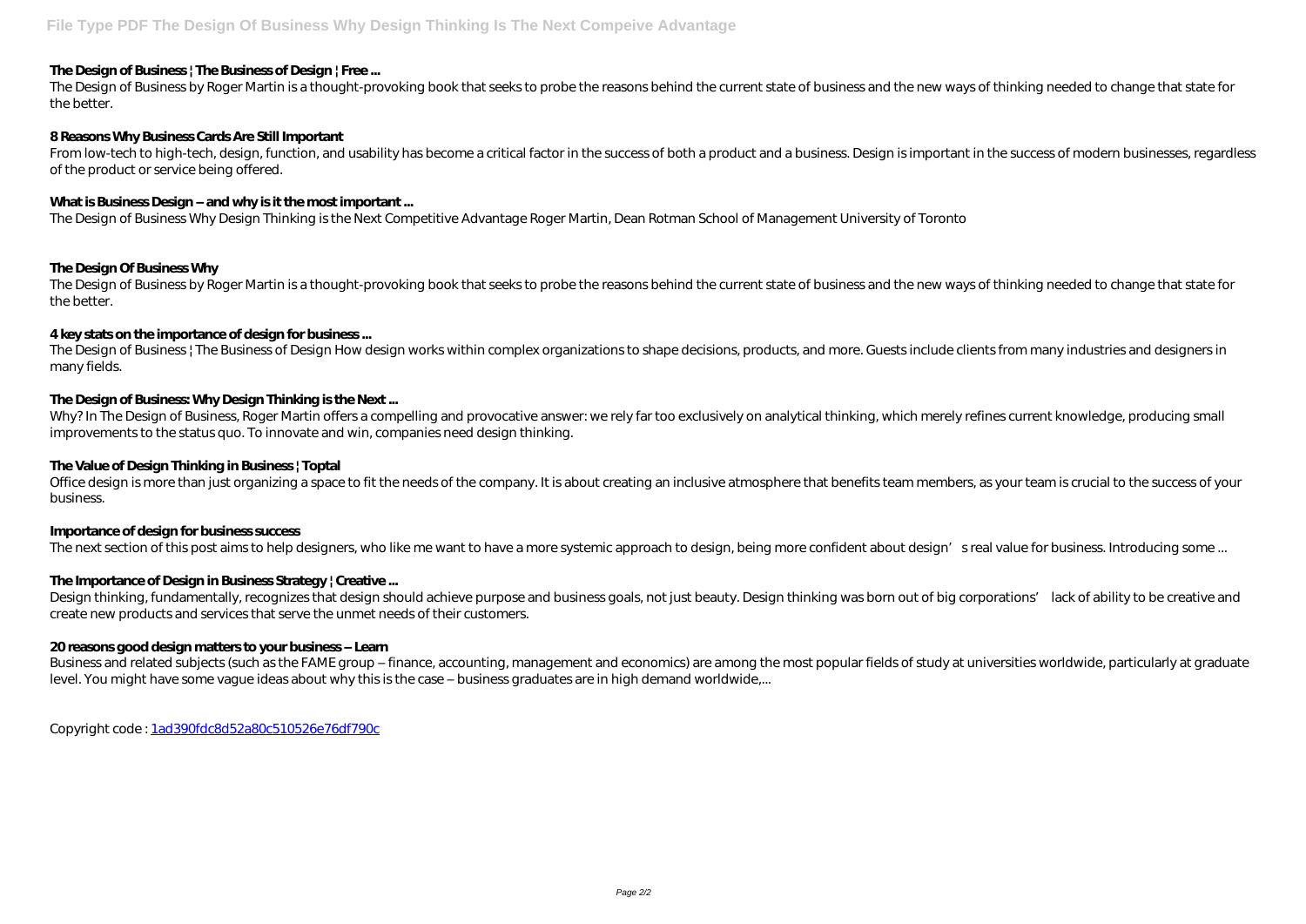### The Design of Business | The Business of Design | Free ...

The Design of Business by Roger Martin is a thought-provoking book that seeks to probe the reasons behind the current state of business and the new ways of thinking needed to change that state for the better.

### 8 Reasons Why Business Cards Are Still Important

From low-tech to high-tech, design, function, and usability has become a critical factor in the success of both a product and a business. Design is important in the success of modern businesses, regardless of the product or service being offered.

### What is Business Design – and why is it the most important ...

The Design of Business Why Design Thinking is the Next Competitive Advantage Roger Martin, Dean Rotman School of Management University of Toronto

### The Design Of Business Why

The Design of Business by Roger Martin is a thought-provoking book that seeks to probe the reasons behind the current state of business and the new ways of thinking needed to change that state for the better.

### 4 key stats on the importance of design for business ...

The Design of Business | The Business of Design How design works within complex organizations to shape decisions, products, and more. Guests include clients from many industries and designers in many fields.

### The Design of Business: Why Design Thinking is the Next ...

Why? In The Design of Business, Roger Martin offers a compelling and provocative answer: we rely far too exclusively on analytical thinking, which merely refines current knowledge, producing small improvements to the status quo. To innovate and win, companies need design thinking.

### The Value of Design Thinking in Business | Toptal

Office design is more than just organizing a space to fit the needs of the company. It is about creating an inclusive atmosphere that benefits team members, as your team is crucial to the success of your business.

### Importance of design for business success

The next section of this post aims to help designers, who like me want to have a more systemic approach to design, being more confident about design's real value for business. Introducing some ...

### The Importance of Design in Business Strategy | Creative ...

Design thinking, fundamentally, recognizes that design should achieve purpose and business goals, not just beauty. Design thinking was born out of big corporations' lack of ability to be creative and create new products and services that serve the unmet needs of their customers.

### 20 reasons good design matters to your business – Learn

Business and related subjects (such as the FAME group – finance, accounting, management and economics) are among the most popular fields of study at universities worldwide, particularly at graduate level. You might have some vague ideas about why this is the case – business graduates are in high demand worldwide,...

Copyright code : 1ad390fdc8d52a80c510526e76df790c